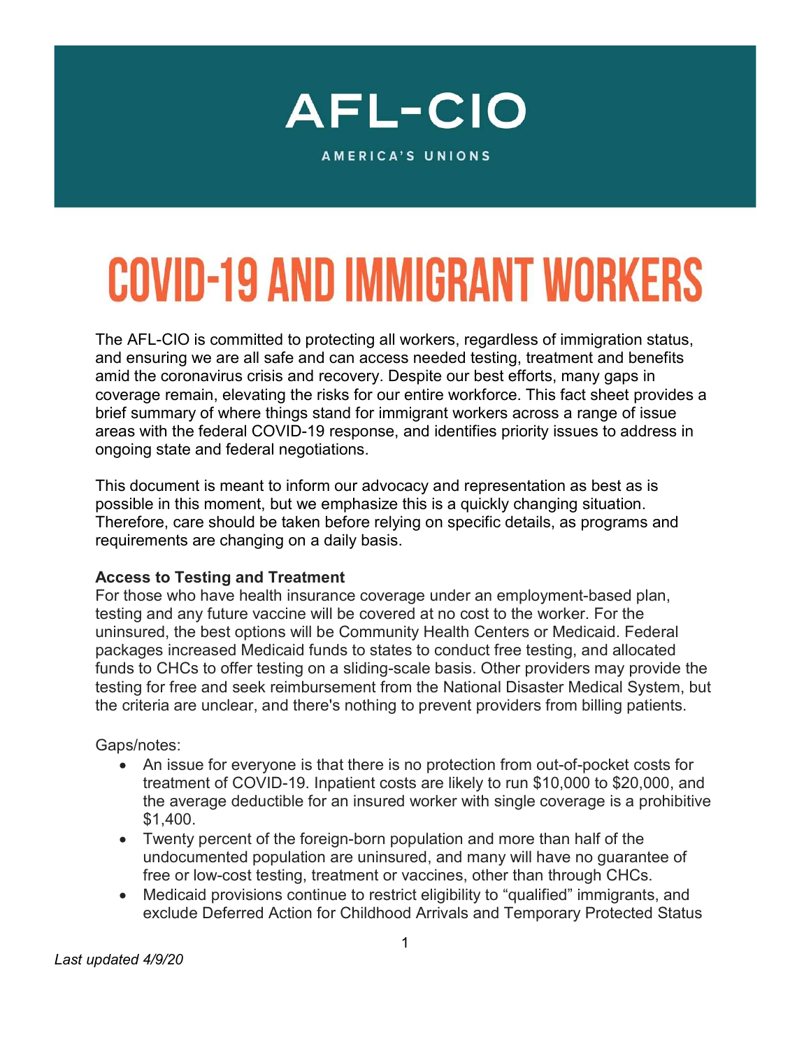AFL-CIO

AMERICA'S UNIONS

# COVID-19 AND IMMIGRANT WORKERS

The AFL-CIO is committed to protecting all workers, regardless of immigration status, and ensuring we are all safe and can access needed testing, treatment and benefits amid the coronavirus crisis and recovery. Despite our best efforts, many gaps in coverage remain, elevating the risks for our entire workforce. This fact sheet provides a brief summary of where things stand for immigrant workers across a range of issue areas with the federal COVID-19 response, and identifies priority issues to address in ongoing state and federal negotiations.

This document is meant to inform our advocacy and representation as best as is possible in this moment, but we emphasize this is a quickly changing situation. Therefore, care should be taken before relying on specific details, as programs and requirements are changing on a daily basis.

**Access to Testing and Treatment**

For those who have health insurance coverage under an employment-based plan, testing and any future vaccine will be covered at no cost to the worker. For the uninsured, the best options will be Community Health Centers or Medicaid. Federal packages increased Medicaid funds to states to conduct free testing, and allocated funds to CHCs to offer testing on a sliding-scale basis. Other providers may provide the testing for free and seek reimbursement from the National Disaster Medical System, but the criteria are unclear, and there's nothing to prevent providers from billing patients.

Gaps/notes:

- An issue for everyone is that there is no protection from out-of-pocket costs for treatment of COVID-19. Inpatient costs are likely to run $10,000 to $20,000, and the average deductible for an insured worker with single coverage is a prohibitive $1,400.
- Twenty percent of the foreign-born population and more than half of the undocumented population are uninsured, and many will have no guarantee of free or low-cost testing, treatment or vaccines, other than through CHCs.
- Medicaid provisions continue to restrict eligibility to "qualified" immigrants, and exclude Deferred Action for Childhood Arrivals and Temporary Protected Status

*Last updated 4/9/20*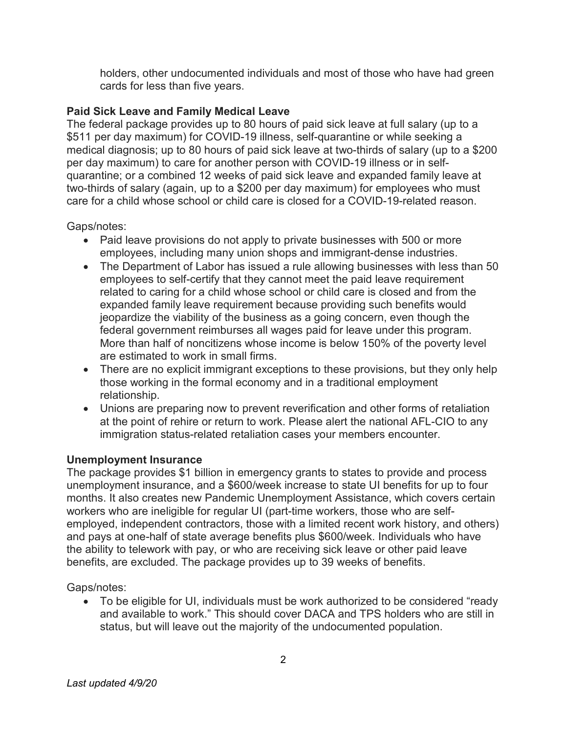holders, other undocumented individuals and most of those who have had green cards for less than five years.

**Paid Sick Leave and Family Medical Leave**

The federal package provides up to 80 hours of paid sick leave at full salary (up to a $511 per day maximum) for COVID-19 illness, self-quarantine or while seeking a medical diagnosis; up to 80 hours of paid sick leave at two-thirds of salary (up to a $200 per day maximum) to care for another person with COVID-19 illness or in self-quarantine; or a combined 12 weeks of paid sick leave and expanded family leave at two-thirds of salary (again, up to a $200 per day maximum) for employees who must care for a child whose school or child care is closed for a COVID-19-related reason.

Gaps/notes:

- Paid leave provisions do not apply to private businesses with 500 or more employees, including many union shops and immigrant-dense industries.
- The Department of Labor has issued a rule allowing businesses with less than 50 employees to self-certify that they cannot meet the paid leave requirement related to caring for a child whose school or child care is closed and from the expanded family leave requirement because providing such benefits would jeopardize the viability of the business as a going concern, even though the federal government reimburses all wages paid for leave under this program. More than half of noncitizens whose income is below 150% of the poverty level are estimated to work in small firms.
- There are no explicit immigrant exceptions to these provisions, but they only help those working in the formal economy and in a traditional employment relationship.
- Unions are preparing now to prevent reverification and other forms of retaliation at the point of rehire or return to work. Please alert the national AFL-CIO to any immigration status-related retaliation cases your members encounter.

**Unemployment Insurance**

The package provides $1 billion in emergency grants to states to provide and process unemployment insurance, and a $600/week increase to state UI benefits for up to four months. It also creates new Pandemic Unemployment Assistance, which covers certain workers who are ineligible for regular UI (part-time workers, those who are self-employed, independent contractors, those with a limited recent work history, and others) and pays at one-half of state average benefits plus $600/week. Individuals who have the ability to telework with pay, or who are receiving sick leave or other paid leave benefits, are excluded. The package provides up to 39 weeks of benefits.

Gaps/notes:

- To be eligible for UI, individuals must be work authorized to be considered "ready and available to work." This should cover DACA and TPS holders who are still in status, but will leave out the majority of the undocumented population.

*Last updated 4/9/20*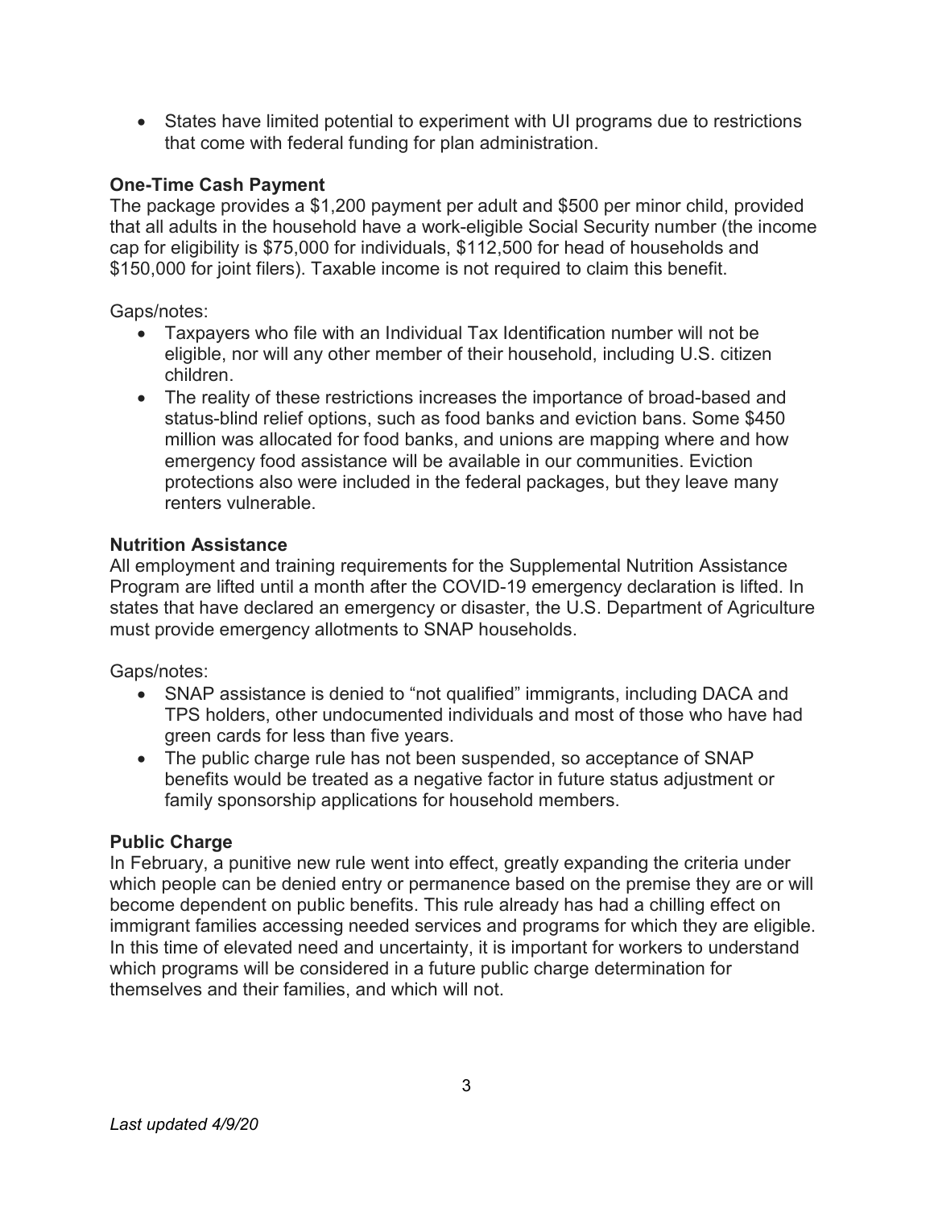- States have limited potential to experiment with UI programs due to restrictions that come with federal funding for plan administration.

**One-Time Cash Payment**

The package provides a $1,200 payment per adult and $500 per minor child, provided that all adults in the household have a work-eligible Social Security number (the income cap for eligibility is $75,000 for individuals, $112,500 for head of households and $150,000 for joint filers). Taxable income is not required to claim this benefit.

Gaps/notes:

- Taxpayers who file with an Individual Tax Identification number will not be eligible, nor will any other member of their household, including U.S. citizen children.
- The reality of these restrictions increases the importance of broad-based and status-blind relief options, such as food banks and eviction bans. Some $450 million was allocated for food banks, and unions are mapping where and how emergency food assistance will be available in our communities. Eviction protections also were included in the federal packages, but they leave many renters vulnerable.

**Nutrition Assistance**

All employment and training requirements for the Supplemental Nutrition Assistance Program are lifted until a month after the COVID-19 emergency declaration is lifted. In states that have declared an emergency or disaster, the U.S. Department of Agriculture must provide emergency allotments to SNAP households.

Gaps/notes:

- SNAP assistance is denied to "not qualified" immigrants, including DACA and TPS holders, other undocumented individuals and most of those who have had green cards for less than five years.
- The public charge rule has not been suspended, so acceptance of SNAP benefits would be treated as a negative factor in future status adjustment or family sponsorship applications for household members.

**Public Charge**

In February, a punitive new rule went into effect, greatly expanding the criteria under which people can be denied entry or permanence based on the premise they are or will become dependent on public benefits. This rule already has had a chilling effect on immigrant families accessing needed services and programs for which they are eligible. In this time of elevated need and uncertainty, it is important for workers to understand which programs will be considered in a future public charge determination for themselves and their families, and which will not.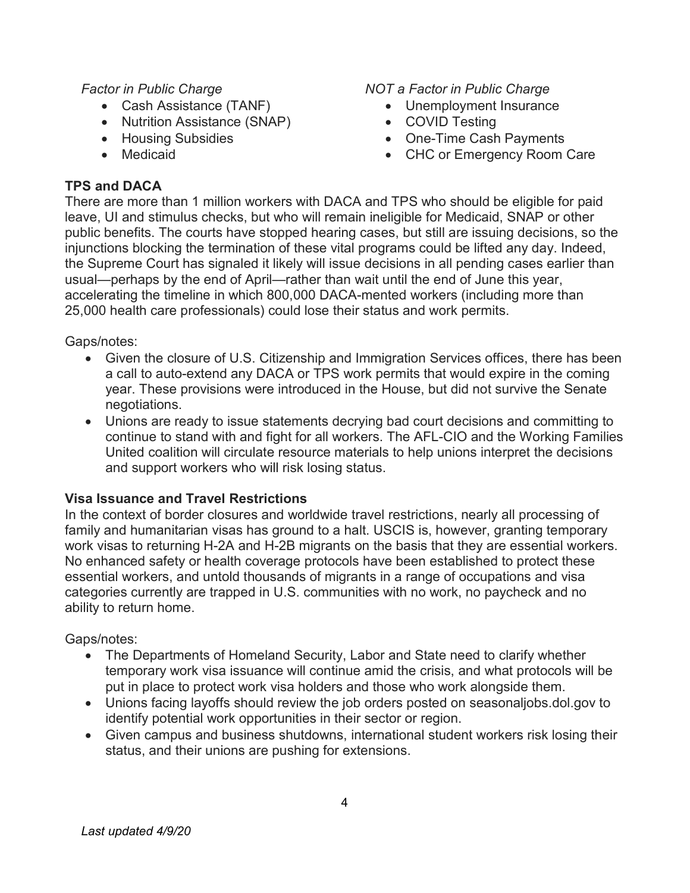*Factor in Public Charge*

- Cash Assistance (TANF)
- Nutrition Assistance (SNAP)
- Housing Subsidies
- Medicaid

*NOT a Factor in Public Charge*

- Unemployment Insurance
- COVID Testing
- One-Time Cash Payments
- CHC or Emergency Room Care

**TPS and DACA**

There are more than 1 million workers with DACA and TPS who should be eligible for paid leave, UI and stimulus checks, but who will remain ineligible for Medicaid, SNAP or other public benefits. The courts have stopped hearing cases, but still are issuing decisions, so the injunctions blocking the termination of these vital programs could be lifted any day. Indeed, the Supreme Court has signaled it likely will issue decisions in all pending cases earlier than usual—perhaps by the end of April—rather than wait until the end of June this year, accelerating the timeline in which 800,000 DACA-mented workers (including more than 25,000 health care professionals) could lose their status and work permits.

Gaps/notes:

- Given the closure of U.S. Citizenship and Immigration Services offices, there has been a call to auto-extend any DACA or TPS work permits that would expire in the coming year. These provisions were introduced in the House, but did not survive the Senate negotiations.
- Unions are ready to issue statements decrying bad court decisions and committing to continue to stand with and fight for all workers. The AFL-CIO and the Working Families United coalition will circulate resource materials to help unions interpret the decisions and support workers who will risk losing status.

**Visa Issuance and Travel Restrictions**

In the context of border closures and worldwide travel restrictions, nearly all processing of family and humanitarian visas has ground to a halt. USCIS is, however, granting temporary work visas to returning H-2A and H-2B migrants on the basis that they are essential workers. No enhanced safety or health coverage protocols have been established to protect these essential workers, and untold thousands of migrants in a range of occupations and visa categories currently are trapped in U.S. communities with no work, no paycheck and no ability to return home.

Gaps/notes:

- The Departments of Homeland Security, Labor and State need to clarify whether temporary work visa issuance will continue amid the crisis, and what protocols will be put in place to protect work visa holders and those who work alongside them.
- Unions facing layoffs should review the job orders posted on seasonaljobs.dol.gov to identify potential work opportunities in their sector or region.
- Given campus and business shutdowns, international student workers risk losing their status, and their unions are pushing for extensions.

*Last updated 4/9/20*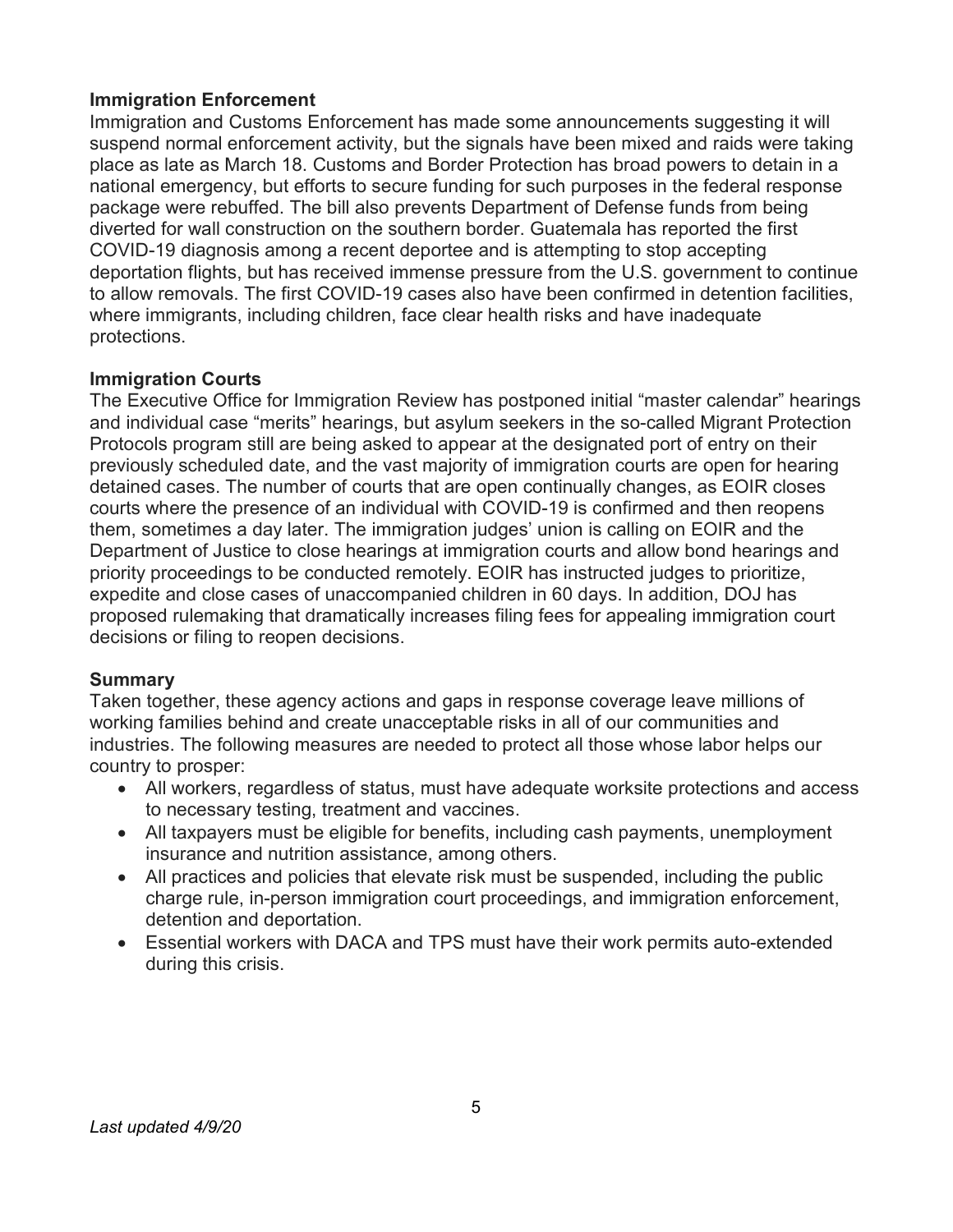**Immigration Enforcement**

Immigration and Customs Enforcement has made some announcements suggesting it will suspend normal enforcement activity, but the signals have been mixed and raids were taking place as late as March 18. Customs and Border Protection has broad powers to detain in a national emergency, but efforts to secure funding for such purposes in the federal response package were rebuffed. The bill also prevents Department of Defense funds from being diverted for wall construction on the southern border. Guatemala has reported the first COVID-19 diagnosis among a recent deportee and is attempting to stop accepting deportation flights, but has received immense pressure from the U.S. government to continue to allow removals. The first COVID-19 cases also have been confirmed in detention facilities, where immigrants, including children, face clear health risks and have inadequate protections.

**Immigration Courts**

The Executive Office for Immigration Review has postponed initial "master calendar" hearings and individual case "merits" hearings, but asylum seekers in the so-called Migrant Protection Protocols program still are being asked to appear at the designated port of entry on their previously scheduled date, and the vast majority of immigration courts are open for hearing detained cases. The number of courts that are open continually changes, as EOIR closes courts where the presence of an individual with COVID-19 is confirmed and then reopens them, sometimes a day later. The immigration judges' union is calling on EOIR and the Department of Justice to close hearings at immigration courts and allow bond hearings and priority proceedings to be conducted remotely. EOIR has instructed judges to prioritize, expedite and close cases of unaccompanied children in 60 days. In addition, DOJ has proposed rulemaking that dramatically increases filing fees for appealing immigration court decisions or filing to reopen decisions.

**Summary**

Taken together, these agency actions and gaps in response coverage leave millions of working families behind and create unacceptable risks in all of our communities and industries. The following measures are needed to protect all those whose labor helps our country to prosper:

- All workers, regardless of status, must have adequate worksite protections and access to necessary testing, treatment and vaccines.
- All taxpayers must be eligible for benefits, including cash payments, unemployment insurance and nutrition assistance, among others.
- All practices and policies that elevate risk must be suspended, including the public charge rule, in-person immigration court proceedings, and immigration enforcement, detention and deportation.
- Essential workers with DACA and TPS must have their work permits auto-extended during this crisis.